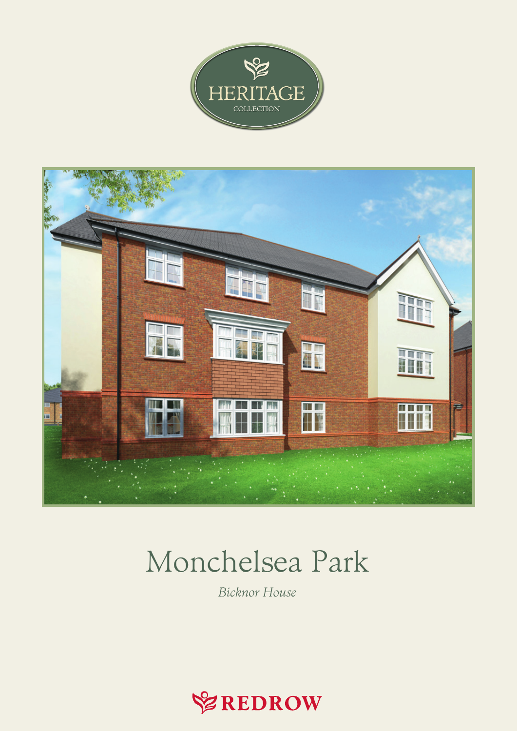HERITAGE

COLLECTION

# Monchelsea Park

*Bicknor House*

REDROW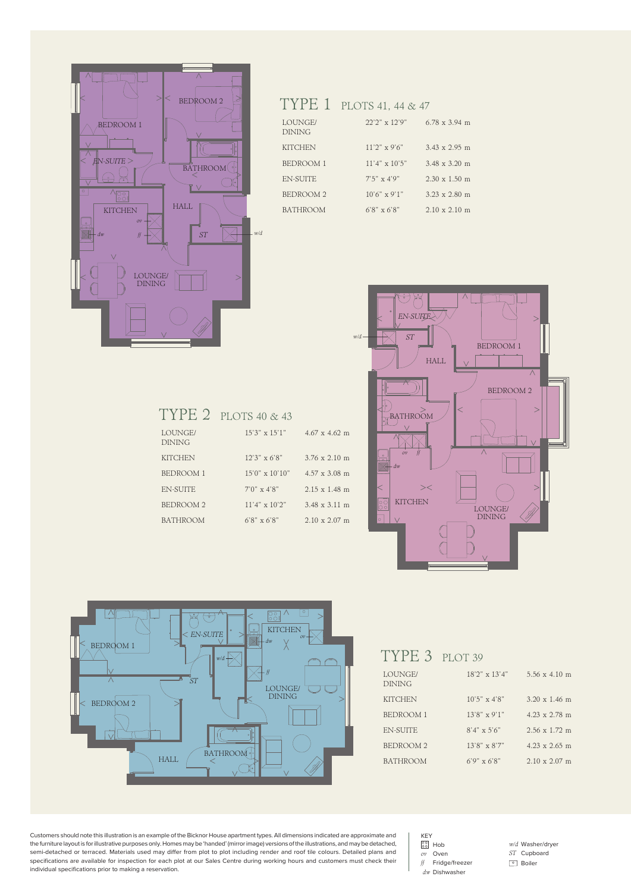## TYPE 1 PLOTS 41, 44 & 47

| Room | Imperial | Metric |
|---|---|---|
| LOUNGE/ DINING | 22'2" x 12'9" | 6.78 x 3.94 m |
| KITCHEN | 11'2" x 9'6" | 3.43 x 2.95 m |
| BEDROOM 1 | 11'4" x 10'5" | 3.48 x 3.20 m |
| EN-SUITE | 7'5" x 4'9" | 2.30 x 1.50 m |
| BEDROOM 2 | 10'6" x 9'1" | 3.23 x 2.80 m |
| BATHROOM | 6'8" x 6'8" | 2.10 x 2.10 m |

## TYPE 2 PLOTS 40 & 43

| Room | Imperial | Metric |
|---|---|---|
| LOUNGE/ DINING | 15'3" x 15'1" | 4.67 x 4.62 m |
| KITCHEN | 12'3" x 6'8" | 3.76 x 2.10 m |
| BEDROOM 1 | 15'0" x 10'10" | 4.57 x 3.08 m |
| EN-SUITE | 7'0" x 4'8" | 2.15 x 1.48 m |
| BEDROOM 2 | 11'4" x 10'2" | 3.48 x 3.11 m |
| BATHROOM | 6'8" x 6'8" | 2.10 x 2.07 m |

## TYPE 3 PLOT 39

| Room | Imperial | Metric |
|---|---|---|
| LOUNGE/ DINING | 18'2" x 13'4" | 5.56 x 4.10 m |
| KITCHEN | 10'5" x 4'8" | 3.20 x 1.46 m |
| BEDROOM 1 | 13'8" x 9'1" | 4.23 x 2.78 m |
| EN-SUITE | 8'4" x 5'6" | 2.56 x 1.72 m |
| BEDROOM 2 | 13'8" x 8'7" | 4.23 x 2.65 m |
| BATHROOM | 6'9" x 6'8" | 2.10 x 2.07 m |

Customers should note this illustration is an example of the Bicknor House apartment types. All dimensions indicated are approximate and the furniture layout is for illustrative purposes only. Homes may be 'handed' (mirror image) versions of the illustrations, and may be detached, semi-detached or terraced. Materials used may differ from plot to plot including render and roof tile colours. Detailed plans and specifications are available for inspection for each plot at our Sales Centre during working hours and customers must check their individual specifications prior to making a reservation.

KEY

- Hob
- *ov* Oven
- *ff* Fridge/freezer
- *dw* Dishwasher
- *w/d* Washer/dryer
- *ST* Cupboard
- Boiler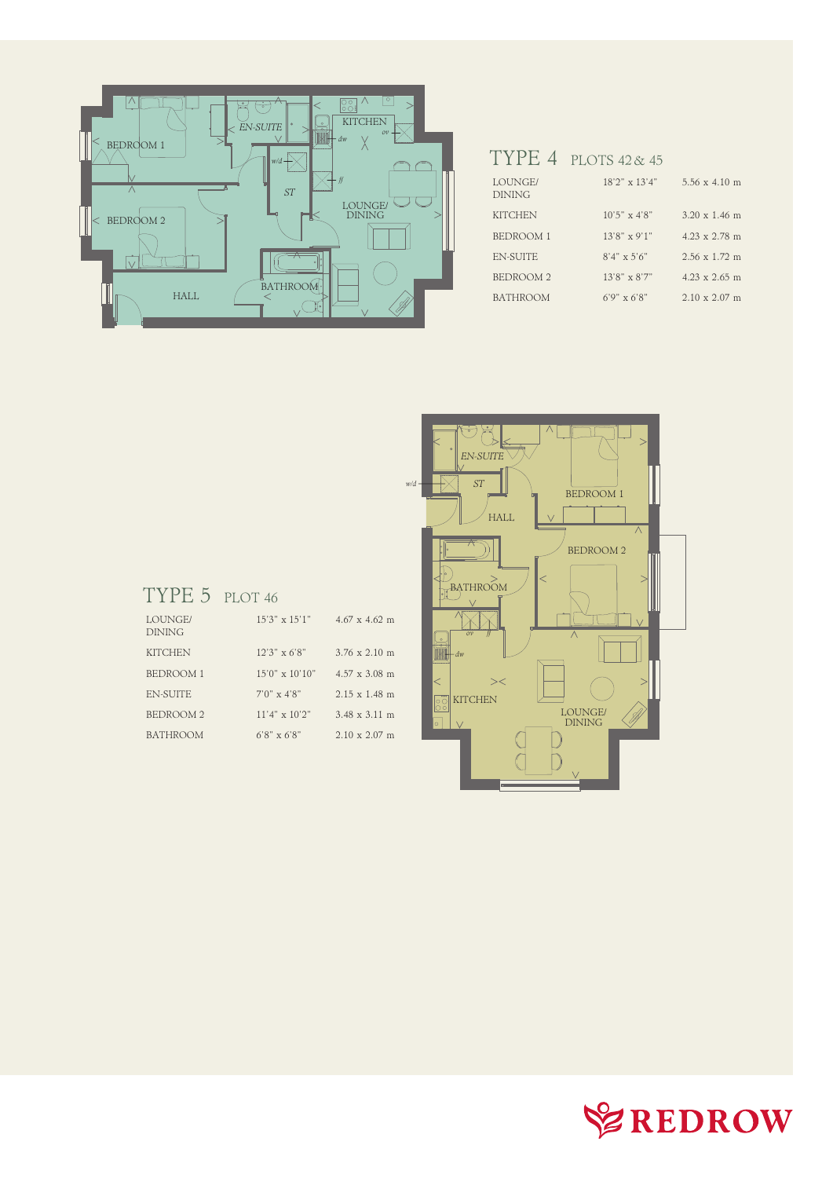## TYPE 4 PLOTS 42 & 45

| | | |
|---|---|---|
| LOUNGE/ DINING | 18'2" x 13'4" | 5.56 x 4.10 m |
| KITCHEN | 10'5" x 4'8" | 3.20 x 1.46 m |
| BEDROOM 1 | 13'8" x 9'1" | 4.23 x 2.78 m |
| EN-SUITE | 8'4" x 5'6" | 2.56 x 1.72 m |
| BEDROOM 2 | 13'8" x 8'7" | 4.23 x 2.65 m |
| BATHROOM | 6'9" x 6'8" | 2.10 x 2.07 m |

## TYPE 5 PLOT 46

| | | |
|---|---|---|
| LOUNGE/ DINING | 15'3" x 15'1" | 4.67 x 4.62 m |
| KITCHEN | 12'3" x 6'8" | 3.76 x 2.10 m |
| BEDROOM 1 | 15'0" x 10'10" | 4.57 x 3.08 m |
| EN-SUITE | 7'0" x 4'8" | 2.15 x 1.48 m |
| BEDROOM 2 | 11'4" x 10'2" | 3.48 x 3.11 m |
| BATHROOM | 6'8" x 6'8" | 2.10 x 2.07 m |

REDROW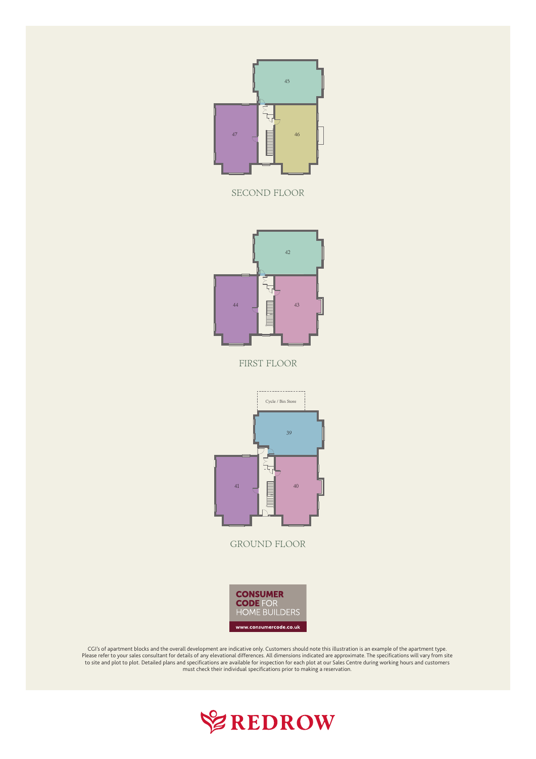45

47

46

SECOND FLOOR

42

44

43

FIRST FLOOR

Cycle / Bin Store

39

41

40

GROUND FLOOR

**CONSUMER CODE** FOR HOME BUILDERS

www.consumercode.co.uk

CGI's of apartment blocks and the overall development are indicative only. Customers should note this illustration is an example of the apartment type. Please refer to your sales consultant for details of any elevational differences. All dimensions indicated are approximate. The specifications will vary from site to site and plot to plot. Detailed plans and specifications are available for inspection for each plot at our Sales Centre during working hours and customers must check their individual specifications prior to making a reservation.

REDROW